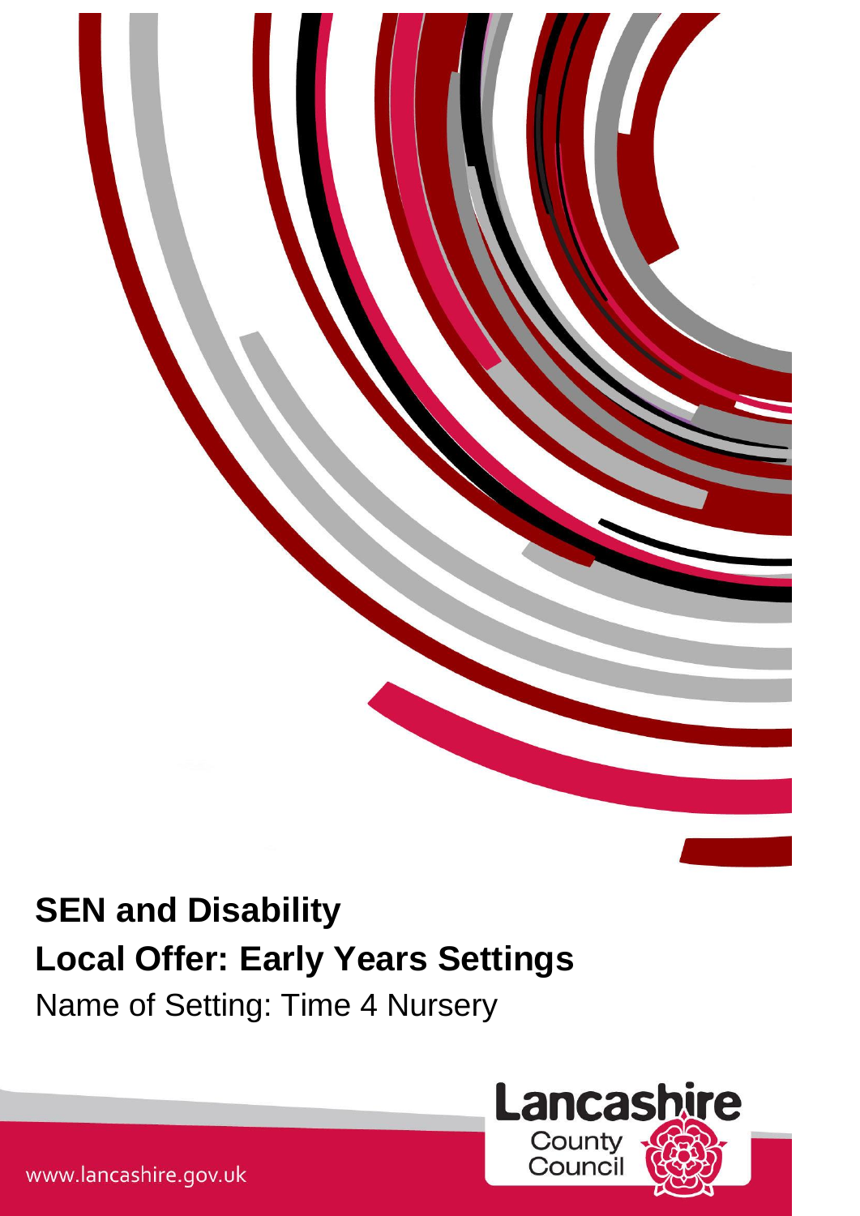# SEN and Disability

# Local Offer: Early Years Settings

Name of Setting: Time 4 Nursery

www.lancashire.gov.uk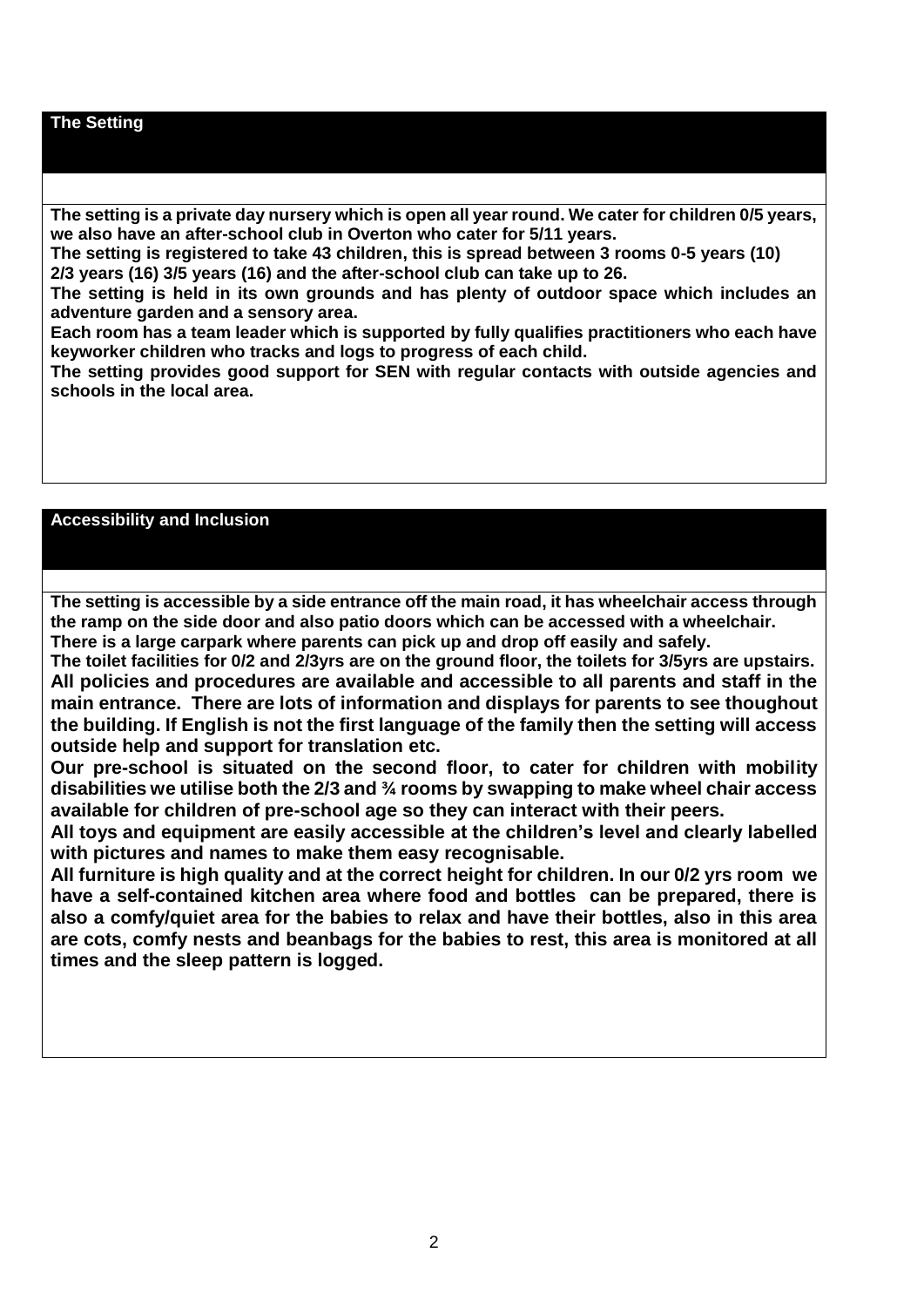## The Setting

**The setting is a private day nursery which is open all year round. We cater for children 0/5 years, we also have an after-school club in Overton who cater for 5/11 years.**
**The setting is registered to take 43 children, this is spread between 3 rooms 0-5 years (10) 2/3 years (16) 3/5 years (16) and the after-school club can take up to 26.**
**The setting is held in its own grounds and has plenty of outdoor space which includes an adventure garden and a sensory area.**
**Each room has a team leader which is supported by fully qualifies practitioners who each have keyworker children who tracks and logs to progress of each child.**
**The setting provides good support for SEN with regular contacts with outside agencies and schools in the local area.**

## Accessibility and Inclusion

**The setting is accessible by a side entrance off the main road, it has wheelchair access through the ramp on the side door and also patio doors which can be accessed with a wheelchair.**
**There is a large carpark where parents can pick up and drop off easily and safely.**
**The toilet facilities for 0/2 and 2/3yrs are on the ground floor, the toilets for 3/5yrs are upstairs.**
**All policies and procedures are available and accessible to all parents and staff in the main entrance. There are lots of information and displays for parents to see thoughout the building. If English is not the first language of the family then the setting will access outside help and support for translation etc.**
**Our pre-school is situated on the second floor, to cater for children with mobility disabilities we utilise both the 2/3 and ¾ rooms by swapping to make wheel chair access available for children of pre-school age so they can interact with their peers.**
**All toys and equipment are easily accessible at the children's level and clearly labelled with pictures and names to make them easy recognisable.**
**All furniture is high quality and at the correct height for children. In our 0/2 yrs room we have a self-contained kitchen area where food and bottles can be prepared, there is also a comfy/quiet area for the babies to relax and have their bottles, also in this area are cots, comfy nests and beanbags for the babies to rest, this area is monitored at all times and the sleep pattern is logged.**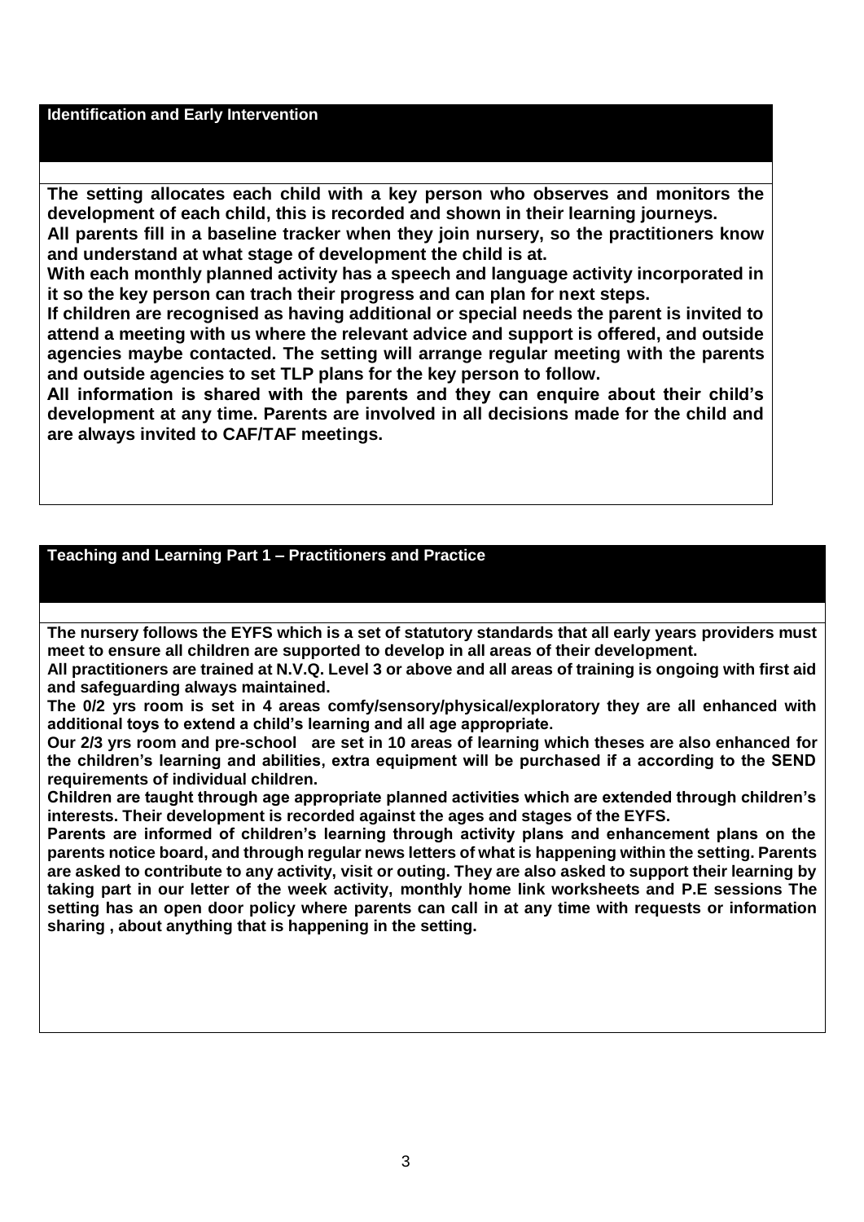## Identification and Early Intervention

**The setting allocates each child with a key person who observes and monitors the development of each child, this is recorded and shown in their learning journeys.**
**All parents fill in a baseline tracker when they join nursery, so the practitioners know and understand at what stage of development the child is at.**
**With each monthly planned activity has a speech and language activity incorporated in it so the key person can trach their progress and can plan for next steps.**
**If children are recognised as having additional or special needs the parent is invited to attend a meeting with us where the relevant advice and support is offered, and outside agencies maybe contacted. The setting will arrange regular meeting with the parents and outside agencies to set TLP plans for the key person to follow.**
**All information is shared with the parents and they can enquire about their child's development at any time. Parents are involved in all decisions made for the child and are always invited to CAF/TAF meetings.**

## Teaching and Learning Part 1 – Practitioners and Practice

**The nursery follows the EYFS which is a set of statutory standards that all early years providers must meet to ensure all children are supported to develop in all areas of their development.**
**All practitioners are trained at N.V.Q. Level 3 or above and all areas of training is ongoing with first aid and safeguarding always maintained.**
**The 0/2 yrs room is set in 4 areas comfy/sensory/physical/exploratory they are all enhanced with additional toys to extend a child's learning and all age appropriate.**
**Our 2/3 yrs room and pre-school are set in 10 areas of learning which theses are also enhanced for the children's learning and abilities, extra equipment will be purchased if a according to the SEND requirements of individual children.**
**Children are taught through age appropriate planned activities which are extended through children's interests. Their development is recorded against the ages and stages of the EYFS.**
**Parents are informed of children's learning through activity plans and enhancement plans on the parents notice board, and through regular news letters of what is happening within the setting. Parents are asked to contribute to any activity, visit or outing. They are also asked to support their learning by taking part in our letter of the week activity, monthly home link worksheets and P.E sessions The setting has an open door policy where parents can call in at any time with requests or information sharing , about anything that is happening in the setting.**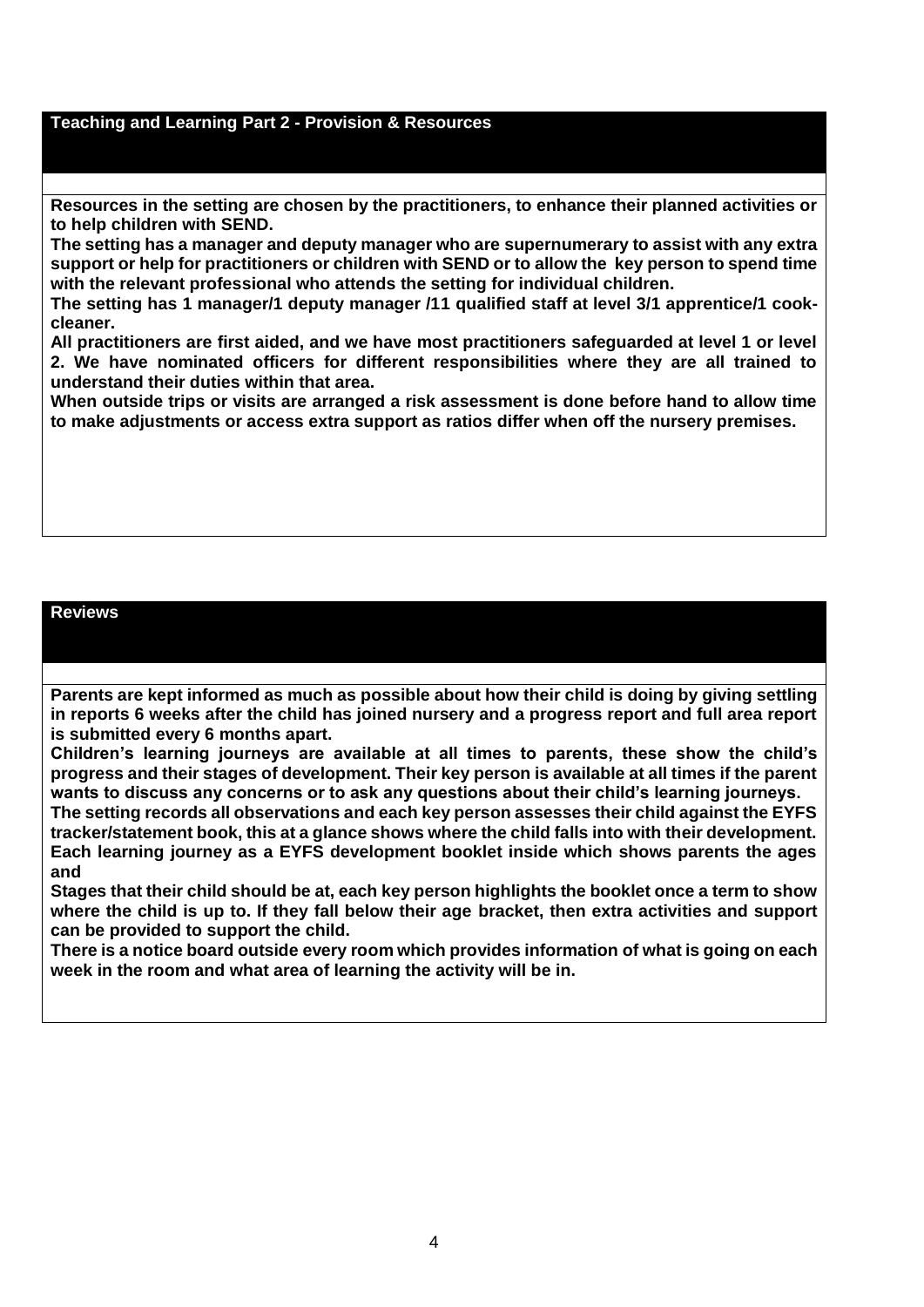## Teaching and Learning Part 2 - Provision & Resources

**Resources in the setting are chosen by the practitioners, to enhance their planned activities or to help children with SEND.**

**The setting has a manager and deputy manager who are supernumerary to assist with any extra support or help for practitioners or children with SEND or to allow the key person to spend time with the relevant professional who attends the setting for individual children.**

**The setting has 1 manager/1 deputy manager /11 qualified staff at level 3/1 apprentice/1 cook-cleaner.**

**All practitioners are first aided, and we have most practitioners safeguarded at level 1 or level 2. We have nominated officers for different responsibilities where they are all trained to understand their duties within that area.**

**When outside trips or visits are arranged a risk assessment is done before hand to allow time to make adjustments or access extra support as ratios differ when off the nursery premises.**

## Reviews

**Parents are kept informed as much as possible about how their child is doing by giving settling in reports 6 weeks after the child has joined nursery and a progress report and full area report is submitted every 6 months apart.**

**Children's learning journeys are available at all times to parents, these show the child's progress and their stages of development. Their key person is available at all times if the parent wants to discuss any concerns or to ask any questions about their child's learning journeys.**

**The setting records all observations and each key person assesses their child against the EYFS tracker/statement book, this at a glance shows where the child falls into with their development. Each learning journey as a EYFS development booklet inside which shows parents the ages and**

**Stages that their child should be at, each key person highlights the booklet once a term to show where the child is up to. If they fall below their age bracket, then extra activities and support can be provided to support the child.**

**There is a notice board outside every room which provides information of what is going on each week in the room and what area of learning the activity will be in.**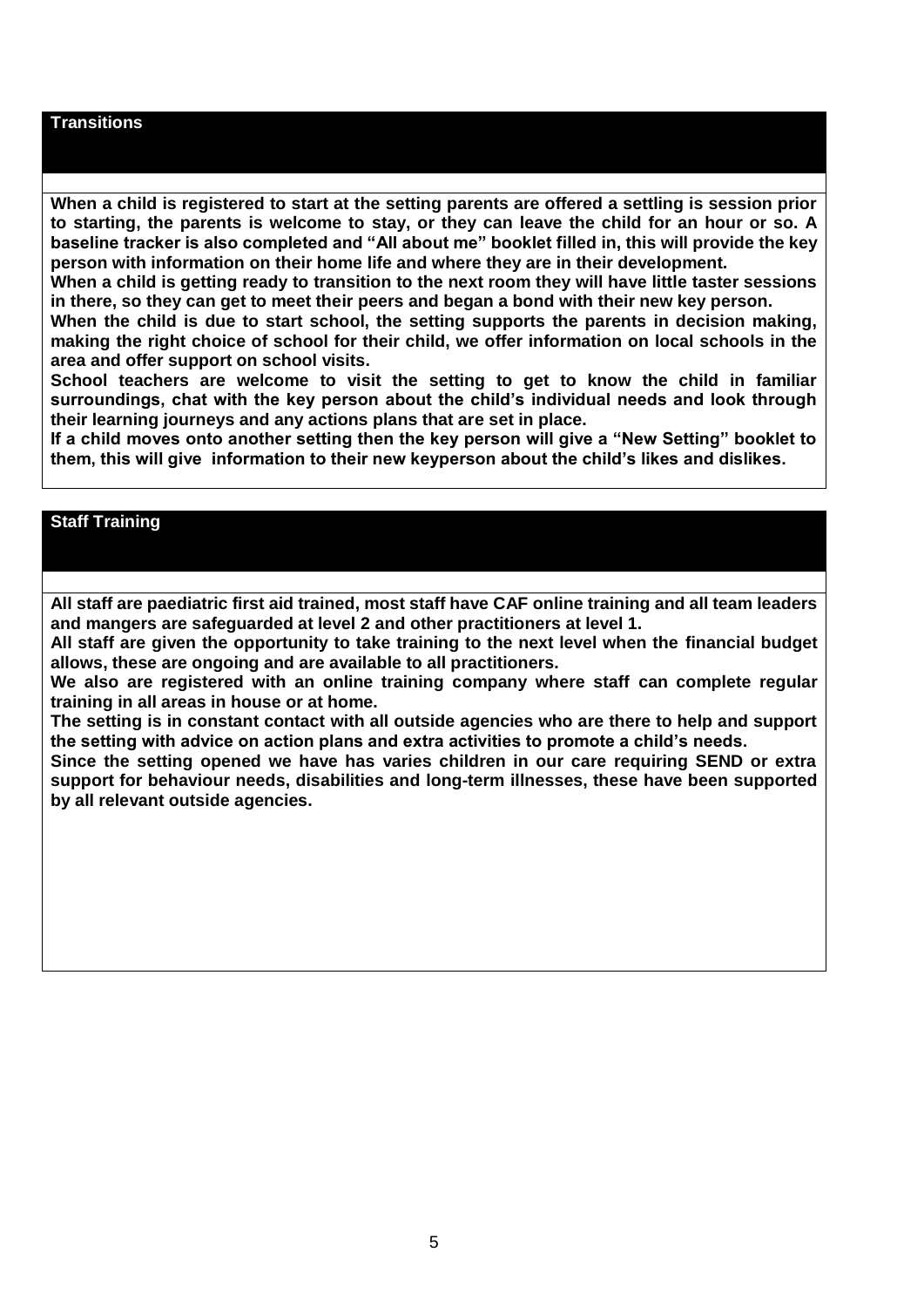## Transitions

**When a child is registered to start at the setting parents are offered a settling is session prior to starting, the parents is welcome to stay, or they can leave the child for an hour or so. A baseline tracker is also completed and "All about me" booklet filled in, this will provide the key person with information on their home life and where they are in their development.**

**When a child is getting ready to transition to the next room they will have little taster sessions in there, so they can get to meet their peers and began a bond with their new key person.**

**When the child is due to start school, the setting supports the parents in decision making, making the right choice of school for their child, we offer information on local schools in the area and offer support on school visits.**

**School teachers are welcome to visit the setting to get to know the child in familiar surroundings, chat with the key person about the child's individual needs and look through their learning journeys and any actions plans that are set in place.**

**If a child moves onto another setting then the key person will give a "New Setting" booklet to them, this will give information to their new keyperson about the child's likes and dislikes.**

## Staff Training

**All staff are paediatric first aid trained, most staff have CAF online training and all team leaders and mangers are safeguarded at level 2 and other practitioners at level 1.**

**All staff are given the opportunity to take training to the next level when the financial budget allows, these are ongoing and are available to all practitioners.**

**We also are registered with an online training company where staff can complete regular training in all areas in house or at home.**

**The setting is in constant contact with all outside agencies who are there to help and support the setting with advice on action plans and extra activities to promote a child's needs.**

**Since the setting opened we have has varies children in our care requiring SEND or extra support for behaviour needs, disabilities and long-term illnesses, these have been supported by all relevant outside agencies.**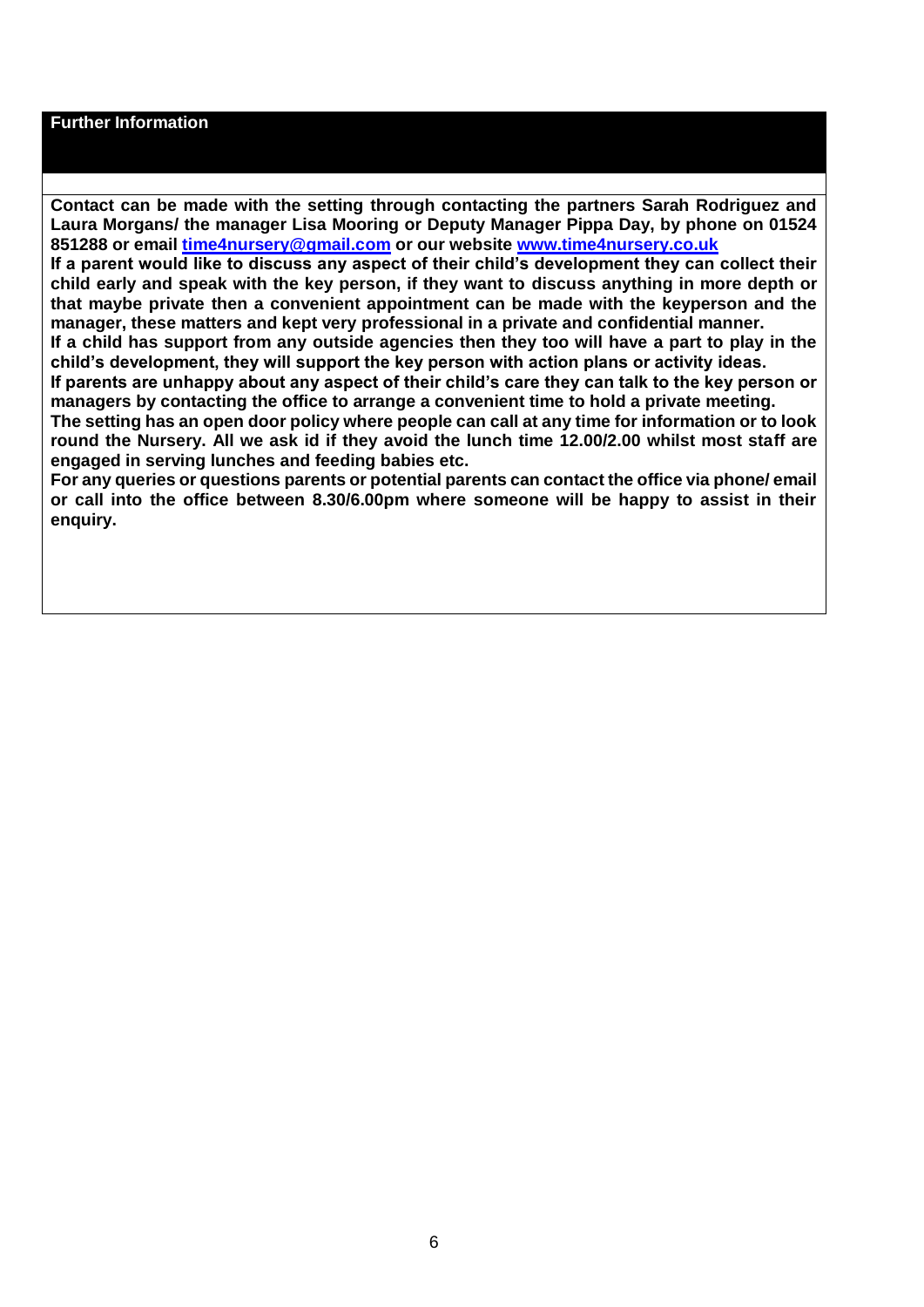## Further Information

**Contact can be made with the setting through contacting the partners Sarah Rodriguez and Laura Morgans/ the manager Lisa Mooring or Deputy Manager Pippa Day, by phone on 01524 851288 or email [time4nursery@gmail.com](mailto:time4nursery@gmail.com) or our website [www.time4nursery.co.uk](http://www.time4nursery.co.uk)**

**If a parent would like to discuss any aspect of their child's development they can collect their child early and speak with the key person, if they want to discuss anything in more depth or that maybe private then a convenient appointment can be made with the keyperson and the manager, these matters and kept very professional in a private and confidential manner.**

**If a child has support from any outside agencies then they too will have a part to play in the child's development, they will support the key person with action plans or activity ideas.**

**If parents are unhappy about any aspect of their child's care they can talk to the key person or managers by contacting the office to arrange a convenient time to hold a private meeting.**

**The setting has an open door policy where people can call at any time for information or to look round the Nursery. All we ask id if they avoid the lunch time 12.00/2.00 whilst most staff are engaged in serving lunches and feeding babies etc.**

**For any queries or questions parents or potential parents can contact the office via phone/ email or call into the office between 8.30/6.00pm where someone will be happy to assist in their enquiry.**